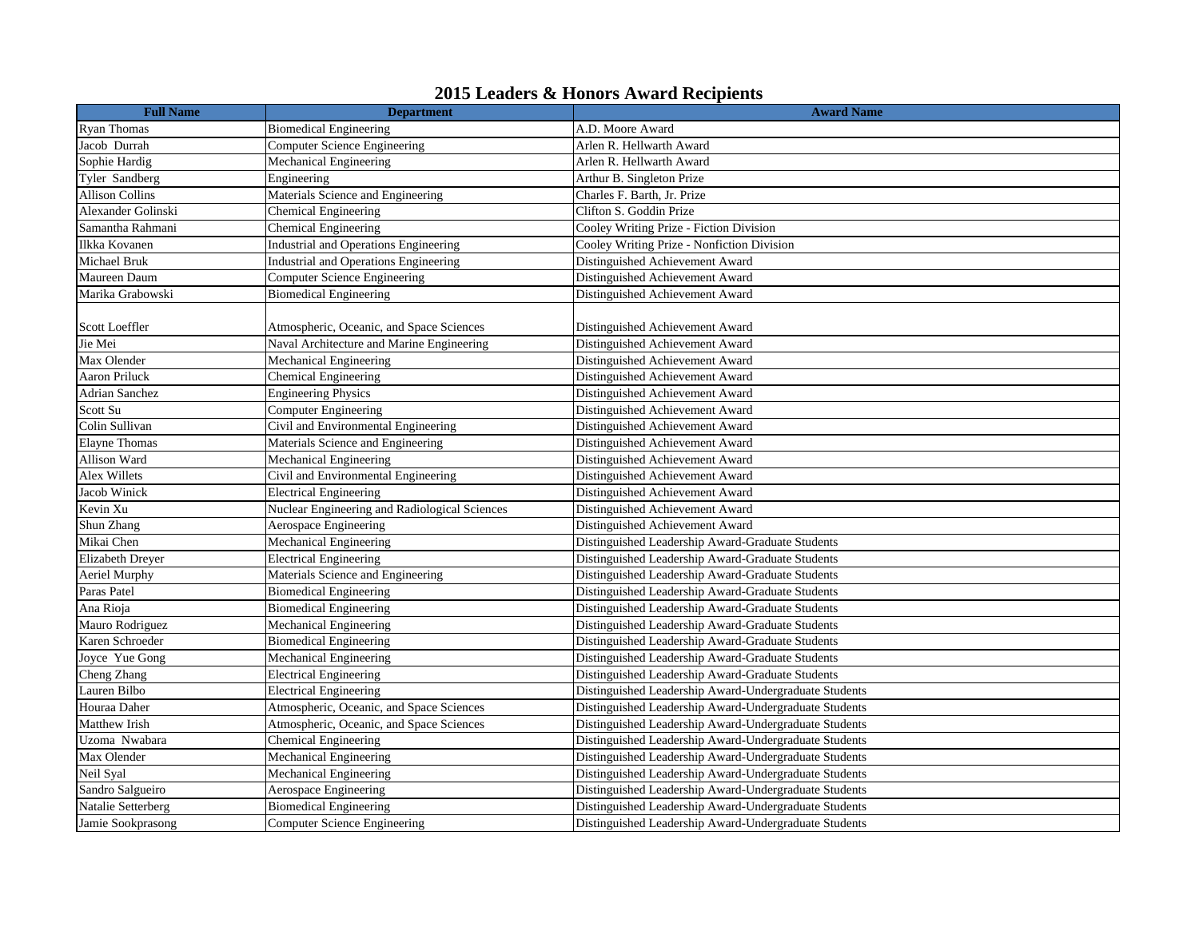# 2015 Leaders & Honors Award Recipients

| Full Name | Department | Award Name |
|---|---|---|
| Ryan Thomas | Biomedical Engineering | A.D. Moore Award |
| Jacob Durrah | Computer Science Engineering | Arlen R. Hellwarth Award |
| Sophie Hardig | Mechanical Engineering | Arlen R. Hellwarth Award |
| Tyler Sandberg | Engineering | Arthur B. Singleton Prize |
| Allison Collins | Materials Science and Engineering | Charles F. Barth, Jr. Prize |
| Alexander Golinski | Chemical Engineering | Clifton S. Goddin Prize |
| Samantha Rahmani | Chemical Engineering | Cooley Writing Prize - Fiction Division |
| Ilkka Kovanen | Industrial and Operations Engineering | Cooley Writing Prize - Nonfiction Division |
| Michael Bruk | Industrial and Operations Engineering | Distinguished Achievement Award |
| Maureen Daum | Computer Science Engineering | Distinguished Achievement Award |
| Marika Grabowski | Biomedical Engineering | Distinguished Achievement Award |
| Scott Loeffler | Atmospheric, Oceanic, and Space Sciences | Distinguished Achievement Award |
| Jie Mei | Naval Architecture and Marine Engineering | Distinguished Achievement Award |
| Max Olender | Mechanical Engineering | Distinguished Achievement Award |
| Aaron Priluck | Chemical Engineering | Distinguished Achievement Award |
| Adrian Sanchez | Engineering Physics | Distinguished Achievement Award |
| Scott Su | Computer Engineering | Distinguished Achievement Award |
| Colin Sullivan | Civil and Environmental Engineering | Distinguished Achievement Award |
| Elayne Thomas | Materials Science and Engineering | Distinguished Achievement Award |
| Allison Ward | Mechanical Engineering | Distinguished Achievement Award |
| Alex Willets | Civil and Environmental Engineering | Distinguished Achievement Award |
| Jacob Winick | Electrical Engineering | Distinguished Achievement Award |
| Kevin Xu | Nuclear Engineering and Radiological Sciences | Distinguished Achievement Award |
| Shun Zhang | Aerospace Engineering | Distinguished Achievement Award |
| Mikai Chen | Mechanical Engineering | Distinguished Leadership Award-Graduate Students |
| Elizabeth Dreyer | Electrical Engineering | Distinguished Leadership Award-Graduate Students |
| Aeriel Murphy | Materials Science and Engineering | Distinguished Leadership Award-Graduate Students |
| Paras Patel | Biomedical Engineering | Distinguished Leadership Award-Graduate Students |
| Ana Rioja | Biomedical Engineering | Distinguished Leadership Award-Graduate Students |
| Mauro Rodriguez | Mechanical Engineering | Distinguished Leadership Award-Graduate Students |
| Karen Schroeder | Biomedical Engineering | Distinguished Leadership Award-Graduate Students |
| Joyce Yue Gong | Mechanical Engineering | Distinguished Leadership Award-Graduate Students |
| Cheng Zhang | Electrical Engineering | Distinguished Leadership Award-Graduate Students |
| Lauren Bilbo | Electrical Engineering | Distinguished Leadership Award-Undergraduate Students |
| Houraa Daher | Atmospheric, Oceanic, and Space Sciences | Distinguished Leadership Award-Undergraduate Students |
| Matthew Irish | Atmospheric, Oceanic, and Space Sciences | Distinguished Leadership Award-Undergraduate Students |
| Uzoma Nwabara | Chemical Engineering | Distinguished Leadership Award-Undergraduate Students |
| Max Olender | Mechanical Engineering | Distinguished Leadership Award-Undergraduate Students |
| Neil Syal | Mechanical Engineering | Distinguished Leadership Award-Undergraduate Students |
| Sandro Salgueiro | Aerospace Engineering | Distinguished Leadership Award-Undergraduate Students |
| Natalie Setterberg | Biomedical Engineering | Distinguished Leadership Award-Undergraduate Students |
| Jamie Sookprasong | Computer Science Engineering | Distinguished Leadership Award-Undergraduate Students |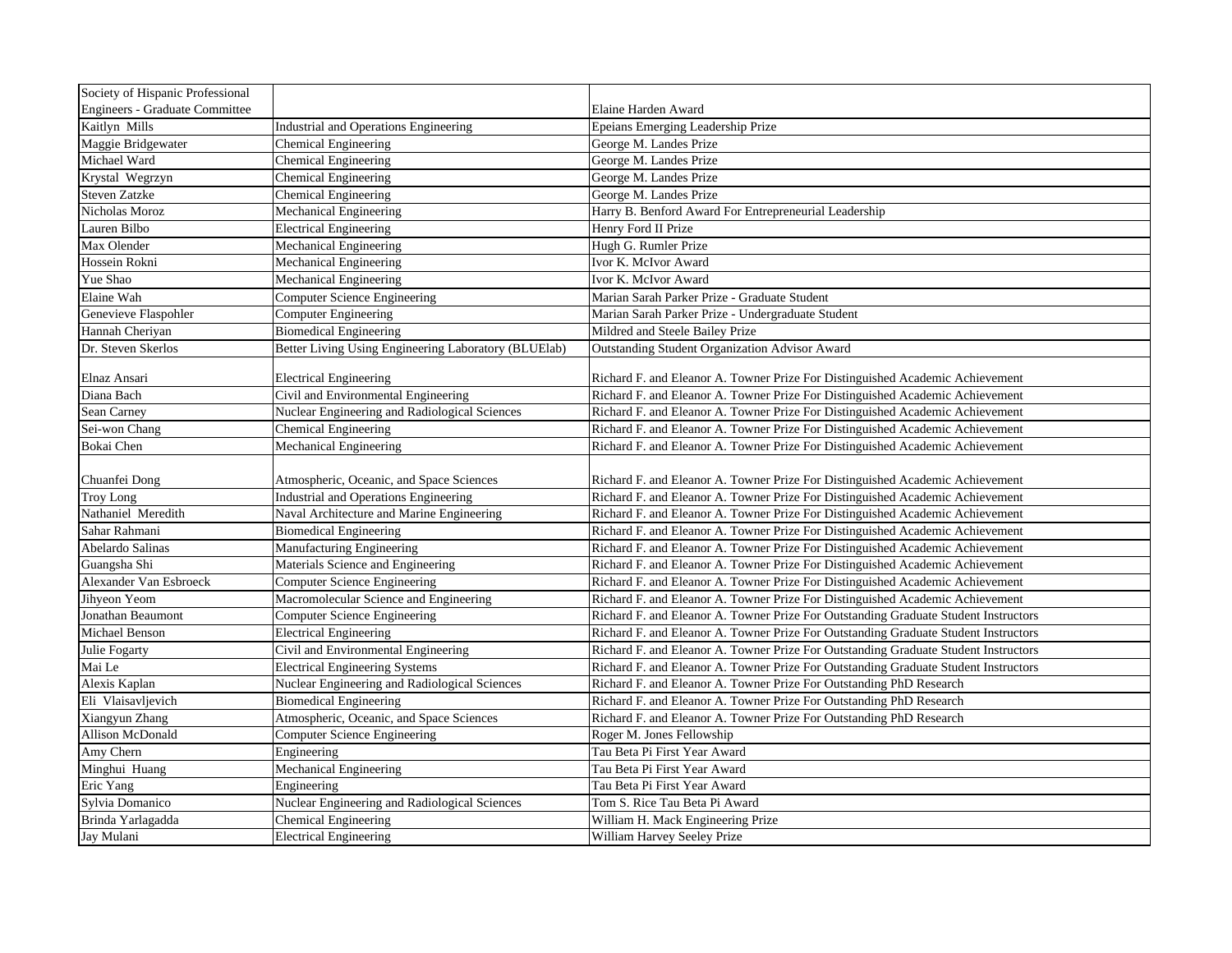| | | |
|---|---|---|
| Society of Hispanic Professional Engineers - Graduate Committee | | Elaine Harden Award |
| Kaitlyn Mills | Industrial and Operations Engineering | Epeians Emerging Leadership Prize |
| Maggie Bridgewater | Chemical Engineering | George M. Landes Prize |
| Michael Ward | Chemical Engineering | George M. Landes Prize |
| Krystal Wegrzyn | Chemical Engineering | George M. Landes Prize |
| Steven Zatzke | Chemical Engineering | George M. Landes Prize |
| Nicholas Moroz | Mechanical Engineering | Harry B. Benford Award For Entrepreneurial Leadership |
| Lauren Bilbo | Electrical Engineering | Henry Ford II Prize |
| Max Olender | Mechanical Engineering | Hugh G. Rumler Prize |
| Hossein Rokni | Mechanical Engineering | Ivor K. McIvor Award |
| Yue Shao | Mechanical Engineering | Ivor K. McIvor Award |
| Elaine Wah | Computer Science Engineering | Marian Sarah Parker Prize - Graduate Student |
| Genevieve Flaspohler | Computer Engineering | Marian Sarah Parker Prize - Undergraduate Student |
| Hannah Cheriyan | Biomedical Engineering | Mildred and Steele Bailey Prize |
| Dr. Steven Skerlos | Better Living Using Engineering Laboratory (BLUElab) | Outstanding Student Organization Advisor Award |
| Elnaz Ansari | Electrical Engineering | Richard F. and Eleanor A. Towner Prize For Distinguished Academic Achievement |
| Diana Bach | Civil and Environmental Engineering | Richard F. and Eleanor A. Towner Prize For Distinguished Academic Achievement |
| Sean Carney | Nuclear Engineering and Radiological Sciences | Richard F. and Eleanor A. Towner Prize For Distinguished Academic Achievement |
| Sei-won Chang | Chemical Engineering | Richard F. and Eleanor A. Towner Prize For Distinguished Academic Achievement |
| Bokai Chen | Mechanical Engineering | Richard F. and Eleanor A. Towner Prize For Distinguished Academic Achievement |
| Chuanfei Dong | Atmospheric, Oceanic, and Space Sciences | Richard F. and Eleanor A. Towner Prize For Distinguished Academic Achievement |
| Troy Long | Industrial and Operations Engineering | Richard F. and Eleanor A. Towner Prize For Distinguished Academic Achievement |
| Nathaniel Meredith | Naval Architecture and Marine Engineering | Richard F. and Eleanor A. Towner Prize For Distinguished Academic Achievement |
| Sahar Rahmani | Biomedical Engineering | Richard F. and Eleanor A. Towner Prize For Distinguished Academic Achievement |
| Abelardo Salinas | Manufacturing Engineering | Richard F. and Eleanor A. Towner Prize For Distinguished Academic Achievement |
| Guangsha Shi | Materials Science and Engineering | Richard F. and Eleanor A. Towner Prize For Distinguished Academic Achievement |
| Alexander Van Esbroeck | Computer Science Engineering | Richard F. and Eleanor A. Towner Prize For Distinguished Academic Achievement |
| Jihyeon Yeom | Macromolecular Science and Engineering | Richard F. and Eleanor A. Towner Prize For Distinguished Academic Achievement |
| Jonathan Beaumont | Computer Science Engineering | Richard F. and Eleanor A. Towner Prize For Outstanding Graduate Student Instructors |
| Michael Benson | Electrical Engineering | Richard F. and Eleanor A. Towner Prize For Outstanding Graduate Student Instructors |
| Julie Fogarty | Civil and Environmental Engineering | Richard F. and Eleanor A. Towner Prize For Outstanding Graduate Student Instructors |
| Mai Le | Electrical Engineering Systems | Richard F. and Eleanor A. Towner Prize For Outstanding Graduate Student Instructors |
| Alexis Kaplan | Nuclear Engineering and Radiological Sciences | Richard F. and Eleanor A. Towner Prize For Outstanding PhD Research |
| Eli Vlaisavljevich | Biomedical Engineering | Richard F. and Eleanor A. Towner Prize For Outstanding PhD Research |
| Xiangyun Zhang | Atmospheric, Oceanic, and Space Sciences | Richard F. and Eleanor A. Towner Prize For Outstanding PhD Research |
| Allison McDonald | Computer Science Engineering | Roger M. Jones Fellowship |
| Amy Chern | Engineering | Tau Beta Pi First Year Award |
| Minghui Huang | Mechanical Engineering | Tau Beta Pi First Year Award |
| Eric Yang | Engineering | Tau Beta Pi First Year Award |
| Sylvia Domanico | Nuclear Engineering and Radiological Sciences | Tom S. Rice Tau Beta Pi Award |
| Brinda Yarlagadda | Chemical Engineering | William H. Mack Engineering Prize |
| Jay Mulani | Electrical Engineering | William Harvey Seeley Prize |